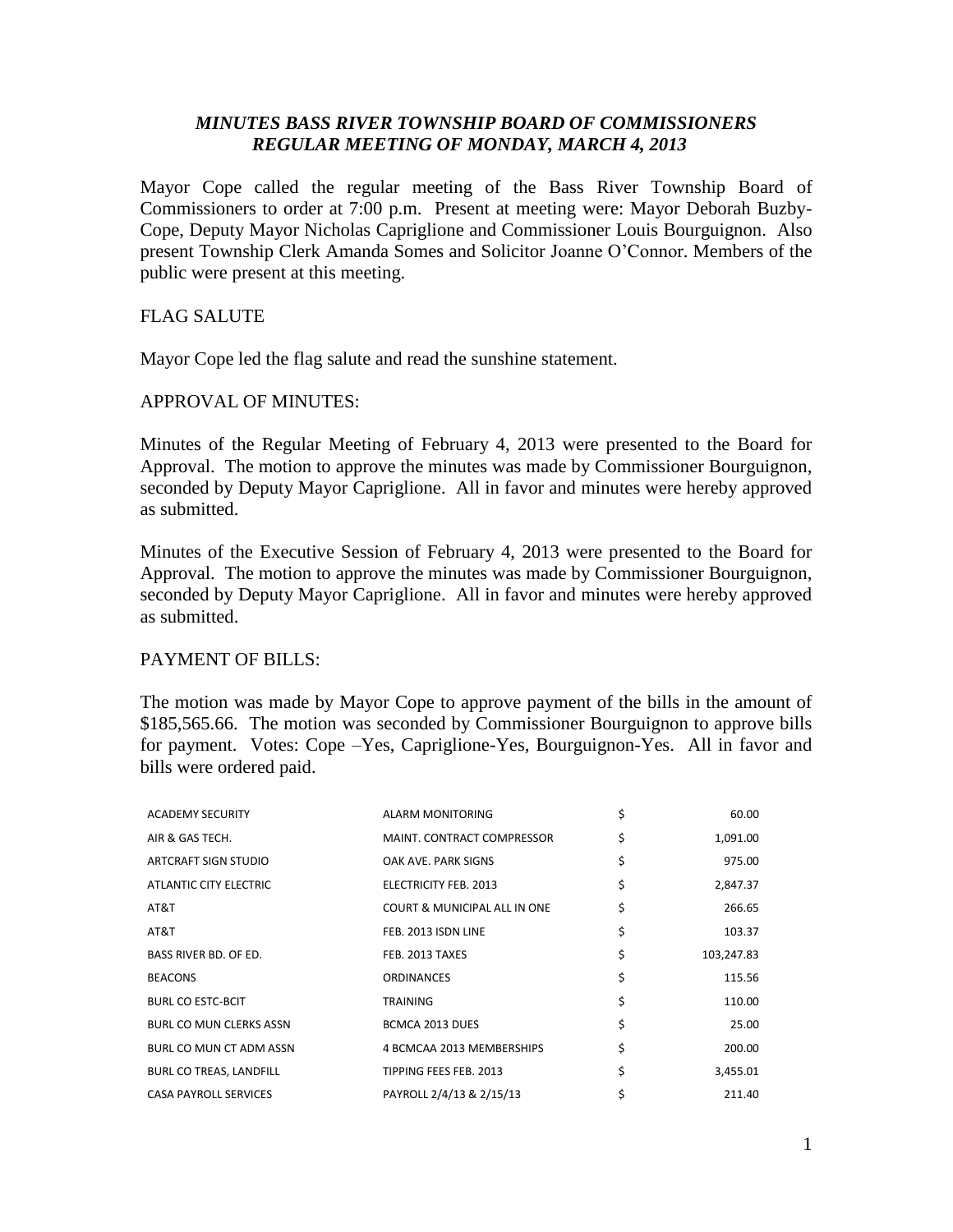# *MINUTES BASS RIVER TOWNSHIP BOARD OF COMMISSIONERS*
## *REGULAR MEETING OF MONDAY, MARCH 4, 2013*

Mayor Cope called the regular meeting of the Bass River Township Board of Commissioners to order at 7:00 p.m. Present at meeting were: Mayor Deborah Buzby-Cope, Deputy Mayor Nicholas Capriglione and Commissioner Louis Bourguignon. Also present Township Clerk Amanda Somes and Solicitor Joanne O'Connor. Members of the public were present at this meeting.

FLAG SALUTE

Mayor Cope led the flag salute and read the sunshine statement.

APPROVAL OF MINUTES:

Minutes of the Regular Meeting of February 4, 2013 were presented to the Board for Approval. The motion to approve the minutes was made by Commissioner Bourguignon, seconded by Deputy Mayor Capriglione. All in favor and minutes were hereby approved as submitted.

Minutes of the Executive Session of February 4, 2013 were presented to the Board for Approval. The motion to approve the minutes was made by Commissioner Bourguignon, seconded by Deputy Mayor Capriglione. All in favor and minutes were hereby approved as submitted.

PAYMENT OF BILLS:

The motion was made by Mayor Cope to approve payment of the bills in the amount of $185,565.66. The motion was seconded by Commissioner Bourguignon to approve bills for payment. Votes: Cope –Yes, Capriglione-Yes, Bourguignon-Yes. All in favor and bills were ordered paid.

| | | | |
|---|---|---|---|
| ACADEMY SECURITY | ALARM MONITORING | $ | 60.00 |
| AIR & GAS TECH. | MAINT. CONTRACT COMPRESSOR | $ | 1,091.00 |
| ARTCRAFT SIGN STUDIO | OAK AVE. PARK SIGNS | $ | 975.00 |
| ATLANTIC CITY ELECTRIC | ELECTRICITY FEB. 2013 | $ | 2,847.37 |
| AT&T | COURT & MUNICIPAL ALL IN ONE | $ | 266.65 |
| AT&T | FEB. 2013 ISDN LINE | $ | 103.37 |
| BASS RIVER BD. OF ED. | FEB. 2013 TAXES | $ | 103,247.83 |
| BEACONS | ORDINANCES | $ | 115.56 |
| BURL CO ESTC-BCIT | TRAINING | $ | 110.00 |
| BURL CO MUN CLERKS ASSN | BCMCA 2013 DUES | $ | 25.00 |
| BURL CO MUN CT ADM ASSN | 4 BCMCAA 2013 MEMBERSHIPS | $ | 200.00 |
| BURL CO TREAS, LANDFILL | TIPPING FEES FEB. 2013 | $ | 3,455.01 |
| CASA PAYROLL SERVICES | PAYROLL 2/4/13 & 2/15/13 | $ | 211.40 |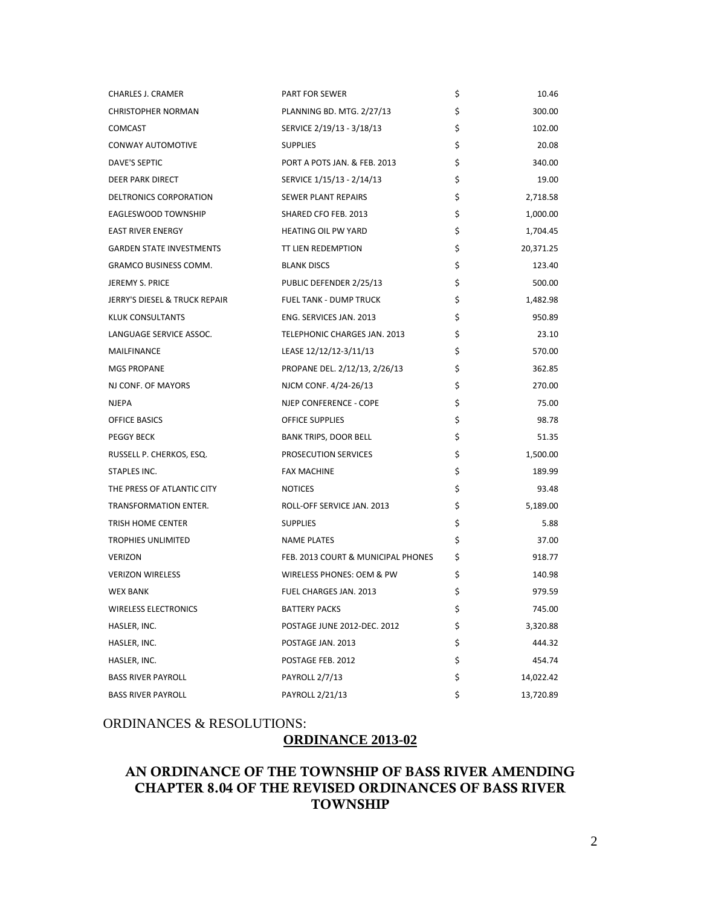| | | | |
|---|---|---|---|
| CHARLES J. CRAMER | PART FOR SEWER | $ | 10.46 |
| CHRISTOPHER NORMAN | PLANNING BD. MTG. 2/27/13 | $ | 300.00 |
| COMCAST | SERVICE 2/19/13 - 3/18/13 | $ | 102.00 |
| CONWAY AUTOMOTIVE | SUPPLIES | $ | 20.08 |
| DAVE'S SEPTIC | PORT A POTS JAN. & FEB. 2013 | $ | 340.00 |
| DEER PARK DIRECT | SERVICE 1/15/13 - 2/14/13 | $ | 19.00 |
| DELTRONICS CORPORATION | SEWER PLANT REPAIRS | $ | 2,718.58 |
| EAGLESWOOD TOWNSHIP | SHARED CFO FEB. 2013 | $ | 1,000.00 |
| EAST RIVER ENERGY | HEATING OIL PW YARD | $ | 1,704.45 |
| GARDEN STATE INVESTMENTS | TT LIEN REDEMPTION | $ | 20,371.25 |
| GRAMCO BUSINESS COMM. | BLANK DISCS | $ | 123.40 |
| JEREMY S. PRICE | PUBLIC DEFENDER 2/25/13 | $ | 500.00 |
| JERRY'S DIESEL & TRUCK REPAIR | FUEL TANK - DUMP TRUCK | $ | 1,482.98 |
| KLUK CONSULTANTS | ENG. SERVICES JAN. 2013 | $ | 950.89 |
| LANGUAGE SERVICE ASSOC. | TELEPHONIC CHARGES JAN. 2013 | $ | 23.10 |
| MAILFINANCE | LEASE 12/12/12-3/11/13 | $ | 570.00 |
| MGS PROPANE | PROPANE DEL. 2/12/13, 2/26/13 | $ | 362.85 |
| NJ CONF. OF MAYORS | NJCM CONF. 4/24-26/13 | $ | 270.00 |
| NJEPA | NJEP CONFERENCE - COPE | $ | 75.00 |
| OFFICE BASICS | OFFICE SUPPLIES | $ | 98.78 |
| PEGGY BECK | BANK TRIPS, DOOR BELL | $ | 51.35 |
| RUSSELL P. CHERKOS, ESQ. | PROSECUTION SERVICES | $ | 1,500.00 |
| STAPLES INC. | FAX MACHINE | $ | 189.99 |
| THE PRESS OF ATLANTIC CITY | NOTICES | $ | 93.48 |
| TRANSFORMATION ENTER. | ROLL-OFF SERVICE JAN. 2013 | $ | 5,189.00 |
| TRISH HOME CENTER | SUPPLIES | $ | 5.88 |
| TROPHIES UNLIMITED | NAME PLATES | $ | 37.00 |
| VERIZON | FEB. 2013 COURT & MUNICIPAL PHONES | $ | 918.77 |
| VERIZON WIRELESS | WIRELESS PHONES: OEM & PW | $ | 140.98 |
| WEX BANK | FUEL CHARGES JAN. 2013 | $ | 979.59 |
| WIRELESS ELECTRONICS | BATTERY PACKS | $ | 745.00 |
| HASLER, INC. | POSTAGE JUNE 2012-DEC. 2012 | $ | 3,320.88 |
| HASLER, INC. | POSTAGE JAN. 2013 | $ | 444.32 |
| HASLER, INC. | POSTAGE FEB. 2012 | $ | 454.74 |
| BASS RIVER PAYROLL | PAYROLL 2/7/13 | $ | 14,022.42 |
| BASS RIVER PAYROLL | PAYROLL 2/21/13 | $ | 13,720.89 |

ORDINANCES & RESOLUTIONS:

**ORDINANCE 2013-02**

## AN ORDINANCE OF THE TOWNSHIP OF BASS RIVER AMENDING CHAPTER 8.04 OF THE REVISED ORDINANCES OF BASS RIVER TOWNSHIP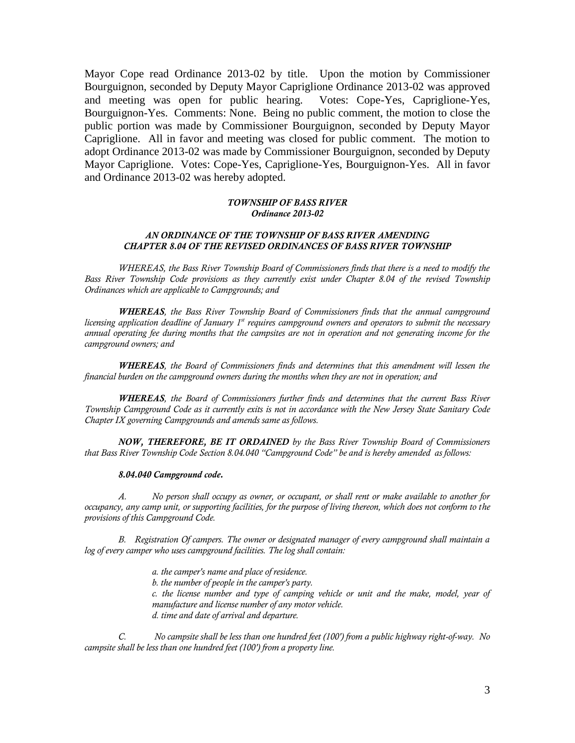Mayor Cope read Ordinance 2013-02 by title. Upon the motion by Commissioner Bourguignon, seconded by Deputy Mayor Capriglione Ordinance 2013-02 was approved and meeting was open for public hearing. Votes: Cope-Yes, Capriglione-Yes, Bourguignon-Yes. Comments: None. Being no public comment, the motion to close the public portion was made by Commissioner Bourguignon, seconded by Deputy Mayor Capriglione. All in favor and meeting was closed for public comment. The motion to adopt Ordinance 2013-02 was made by Commissioner Bourguignon, seconded by Deputy Mayor Capriglione. Votes: Cope-Yes, Capriglione-Yes, Bourguignon-Yes. All in favor and Ordinance 2013-02 was hereby adopted.

***TOWNSHIP OF BASS RIVER***
***Ordinance 2013-02***

***AN ORDINANCE OF THE TOWNSHIP OF BASS RIVER AMENDING CHAPTER 8.04 OF THE REVISED ORDINANCES OF BASS RIVER TOWNSHIP***

*WHEREAS, the Bass River Township Board of Commissioners finds that there is a need to modify the Bass River Township Code provisions as they currently exist under Chapter 8.04 of the revised Township Ordinances which are applicable to Campgrounds; and*

***WHEREAS**, the Bass River Township Board of Commissioners finds that the annual campground licensing application deadline of January 1st requires campground owners and operators to submit the necessary annual operating fee during months that the campsites are not in operation and not generating income for the campground owners; and*

***WHEREAS**, the Board of Commissioners finds and determines that this amendment will lessen the financial burden on the campground owners during the months when they are not in operation; and*

***WHEREAS**, the Board of Commissioners further finds and determines that the current Bass River Township Campground Code as it currently exits is not in accordance with the New Jersey State Sanitary Code Chapter IX governing Campgrounds and amends same as follows.*

***NOW, THEREFORE, BE IT ORDAINED** by the Bass River Township Board of Commissioners that Bass River Township Code Section 8.04.040 "Campground Code" be and is hereby amended as follows:*

***8.04.040 Campground code.***

*A. No person shall occupy as owner, or occupant, or shall rent or make available to another for occupancy, any camp unit, or supporting facilities, for the purpose of living thereon, which does not conform to the provisions of this Campground Code.*

*B. Registration Of campers. The owner or designated manager of every campground shall maintain a log of every camper who uses campground facilities. The log shall contain:*

*a. the camper's name and place of residence.*
*b. the number of people in the camper's party.*
*c. the license number and type of camping vehicle or unit and the make, model, year of manufacture and license number of any motor vehicle.*
*d. time and date of arrival and departure.*

*C. No campsite shall be less than one hundred feet (100') from a public highway right-of-way. No campsite shall be less than one hundred feet (100') from a property line.*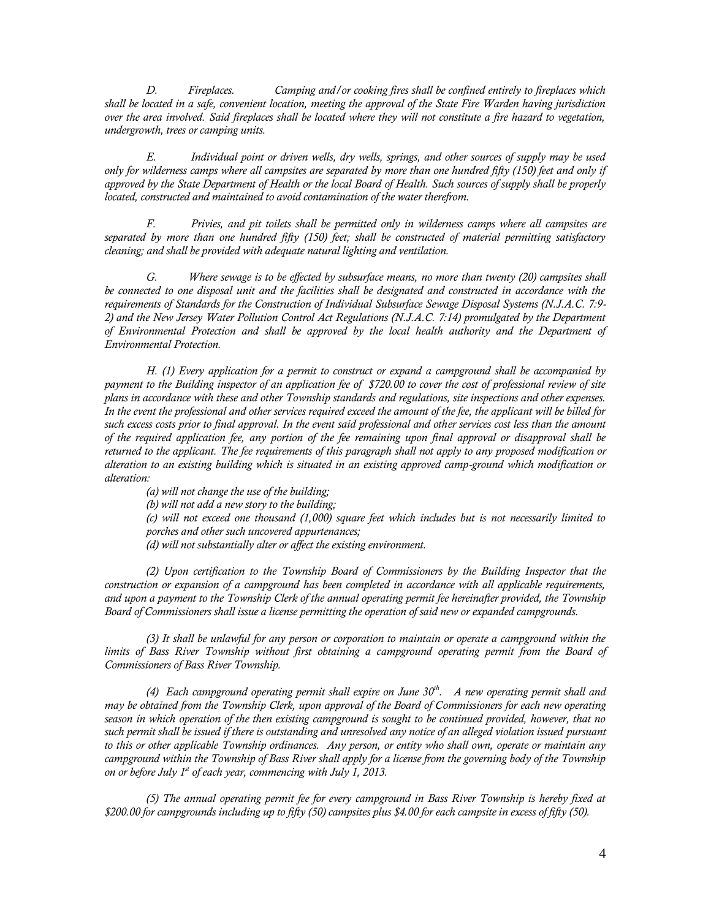*D. Fireplaces. Camping and/or cooking fires shall be confined entirely to fireplaces which shall be located in a safe, convenient location, meeting the approval of the State Fire Warden having jurisdiction over the area involved. Said fireplaces shall be located where they will not constitute a fire hazard to vegetation, undergrowth, trees or camping units.*

*E. Individual point or driven wells, dry wells, springs, and other sources of supply may be used only for wilderness camps where all campsites are separated by more than one hundred fifty (150) feet and only if approved by the State Department of Health or the local Board of Health. Such sources of supply shall be properly located, constructed and maintained to avoid contamination of the water therefrom.*

*F. Privies, and pit toilets shall be permitted only in wilderness camps where all campsites are separated by more than one hundred fifty (150) feet; shall be constructed of material permitting satisfactory cleaning; and shall be provided with adequate natural lighting and ventilation.*

*G. Where sewage is to be effected by subsurface means, no more than twenty (20) campsites shall be connected to one disposal unit and the facilities shall be designated and constructed in accordance with the requirements of Standards for the Construction of Individual Subsurface Sewage Disposal Systems (N.J.A.C. 7:9-2) and the New Jersey Water Pollution Control Act Regulations (N.J.A.C. 7:14) promulgated by the Department of Environmental Protection and shall be approved by the local health authority and the Department of Environmental Protection.*

*H. (1) Every application for a permit to construct or expand a campground shall be accompanied by payment to the Building inspector of an application fee of $720.00 to cover the cost of professional review of site plans in accordance with these and other Township standards and regulations, site inspections and other expenses. In the event the professional and other services required exceed the amount of the fee, the applicant will be billed for such excess costs prior to final approval. In the event said professional and other services cost less than the amount of the required application fee, any portion of the fee remaining upon final approval or disapproval shall be returned to the applicant. The fee requirements of this paragraph shall not apply to any proposed modification or alteration to an existing building which is situated in an existing approved camp-ground which modification or alteration:*

*(a) will not change the use of the building;*

*(b) will not add a new story to the building;*

*(c) will not exceed one thousand (1,000) square feet which includes but is not necessarily limited to porches and other such uncovered appurtenances;*

*(d) will not substantially alter or affect the existing environment.*

*(2) Upon certification to the Township Board of Commissioners by the Building Inspector that the construction or expansion of a campground has been completed in accordance with all applicable requirements, and upon a payment to the Township Clerk of the annual operating permit fee hereinafter provided, the Township Board of Commissioners shall issue a license permitting the operation of said new or expanded campgrounds.*

*(3) It shall be unlawful for any person or corporation to maintain or operate a campground within the limits of Bass River Township without first obtaining a campground operating permit from the Board of Commissioners of Bass River Township.*

*(4) Each campground operating permit shall expire on June 30th. A new operating permit shall and may be obtained from the Township Clerk, upon approval of the Board of Commissioners for each new operating season in which operation of the then existing campground is sought to be continued provided, however, that no such permit shall be issued if there is outstanding and unresolved any notice of an alleged violation issued pursuant to this or other applicable Township ordinances. Any person, or entity who shall own, operate or maintain any campground within the Township of Bass River shall apply for a license from the governing body of the Township on or before July 1st of each year, commencing with July 1, 2013.*

*(5) The annual operating permit fee for every campground in Bass River Township is hereby fixed at $200.00 for campgrounds including up to fifty (50) campsites plus $4.00 for each campsite in excess of fifty (50).*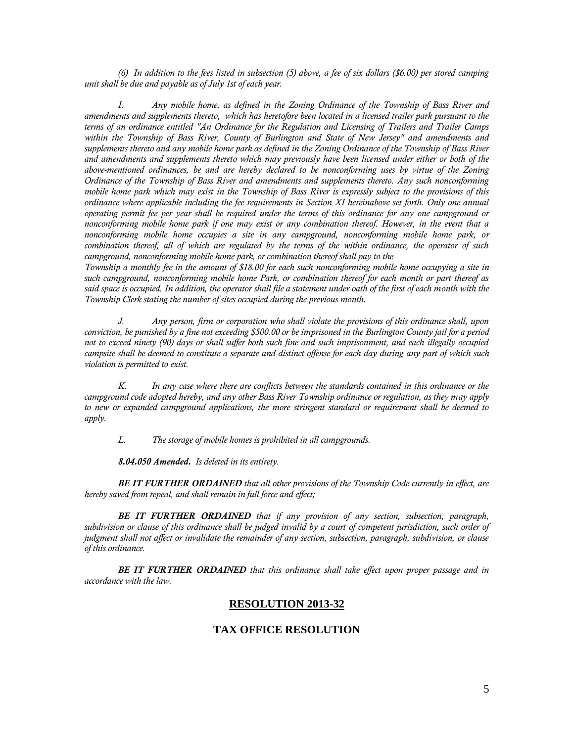*(6) In addition to the fees listed in subsection (5) above, a fee of six dollars ($6.00) per stored camping unit shall be due and payable as of July 1st of each year.*

*I. Any mobile home, as defined in the Zoning Ordinance of the Township of Bass River and amendments and supplements thereto, which has heretofore been located in a licensed trailer park pursuant to the terms of an ordinance entitled "An Ordinance for the Regulation and Licensing of Trailers and Trailer Camps within the Township of Bass River, County of Burlington and State of New Jersey" and amendments and supplements thereto and any mobile home park as defined in the Zoning Ordinance of the Township of Bass River and amendments and supplements thereto which may previously have been licensed under either or both of the above-mentioned ordinances, be and are hereby declared to be nonconforming uses by virtue of the Zoning Ordinance of the Township of Bass River and amendments and supplements thereto. Any such nonconforming mobile home park which may exist in the Township of Bass River is expressly subject to the provisions of this ordinance where applicable including the fee requirements in Section XI hereinabove set forth. Only one annual operating permit fee per year shall be required under the terms of this ordinance for any one campground or nonconforming mobile home park if one may exist or any combination thereof. However, in the event that a nonconforming mobile home occupies a site in any campground, nonconforming mobile home park, or combination thereof, all of which are regulated by the terms of the within ordinance, the operator of such campground, nonconforming mobile home park, or combination thereof shall pay to the Township a monthly fee in the amount of $18.00 for each such nonconforming mobile home occupying a site in such campground, nonconforming mobile home Park, or combination thereof for each month or part thereof as said space is occupied. In addition, the operator shall file a statement under oath of the first of each month with the Township Clerk stating the number of sites occupied during the previous month.*

*J. Any person, firm or corporation who shall violate the provisions of this ordinance shall, upon conviction, be punished by a fine not exceeding $500.00 or be imprisoned in the Burlington County jail for a period not to exceed ninety (90) days or shall suffer both such fine and such imprisonment, and each illegally occupied campsite shall be deemed to constitute a separate and distinct offense for each day during any part of which such violation is permitted to exist.*

*K. In any case where there are conflicts between the standards contained in this ordinance or the campground code adopted hereby, and any other Bass River Township ordinance or regulation, as they may apply to new or expanded campground applications, the more stringent standard or requirement shall be deemed to apply.*

*L. The storage of mobile homes is prohibited in all campgrounds.*

***8.04.050 Amended.*** *Is deleted in its entirety.*

***BE IT FURTHER ORDAINED*** *that all other provisions of the Township Code currently in effect, are hereby saved from repeal, and shall remain in full force and effect;*

***BE IT FURTHER ORDAINED*** *that if any provision of any section, subsection, paragraph, subdivision or clause of this ordinance shall be judged invalid by a court of competent jurisdiction, such order of judgment shall not affect or invalidate the remainder of any section, subsection, paragraph, subdivision, or clause of this ordinance.*

***BE IT FURTHER ORDAINED*** *that this ordinance shall take effect upon proper passage and in accordance with the law.*

## RESOLUTION 2013-32

## TAX OFFICE RESOLUTION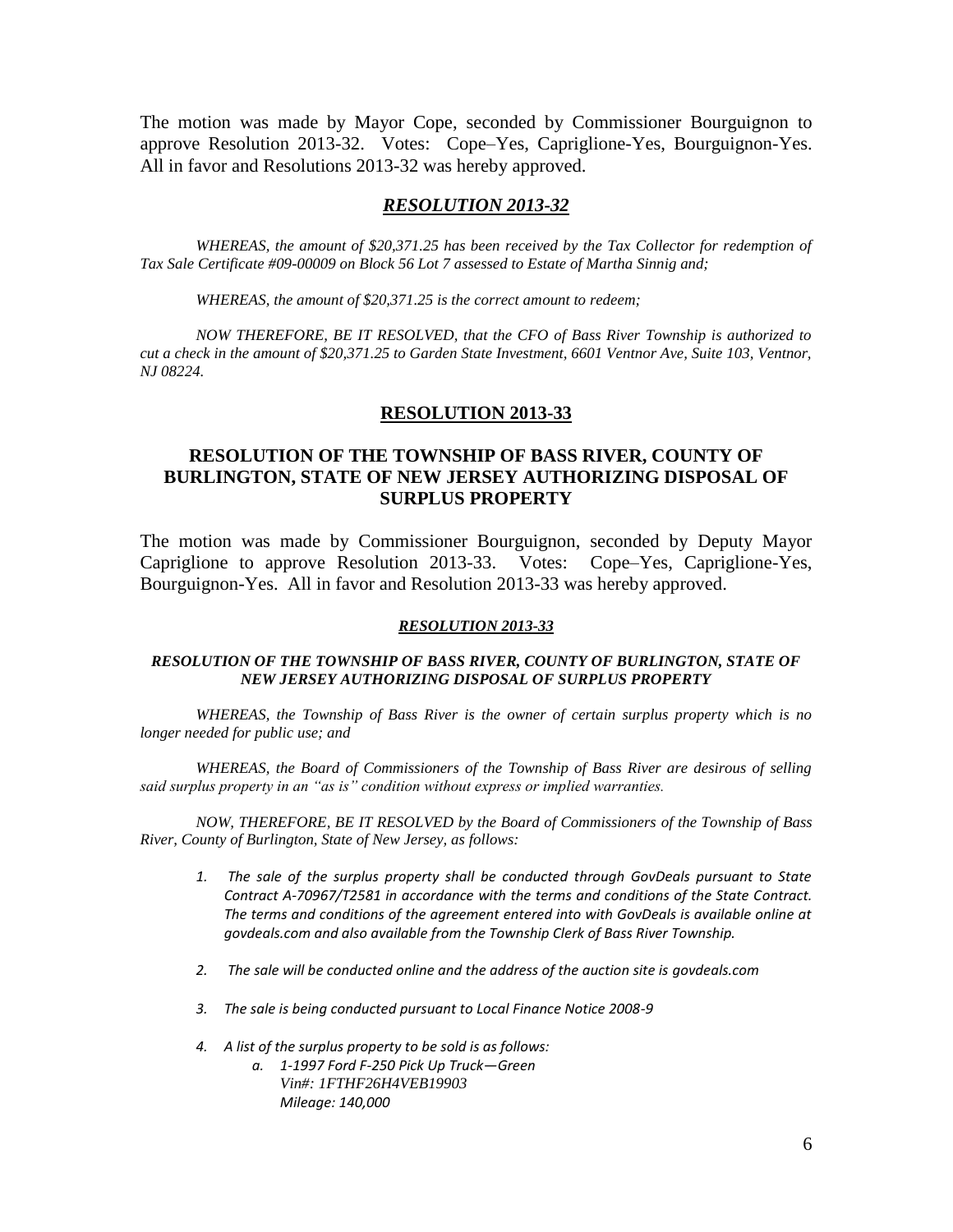The motion was made by Mayor Cope, seconded by Commissioner Bourguignon to approve Resolution 2013-32. Votes: Cope–Yes, Capriglione-Yes, Bourguignon-Yes. All in favor and Resolutions 2013-32 was hereby approved.

## ***RESOLUTION 2013-32***

*WHEREAS, the amount of $20,371.25 has been received by the Tax Collector for redemption of Tax Sale Certificate #09-00009 on Block 56 Lot 7 assessed to Estate of Martha Sinnig and;*

*WHEREAS, the amount of $20,371.25 is the correct amount to redeem;*

*NOW THEREFORE, BE IT RESOLVED, that the CFO of Bass River Township is authorized to cut a check in the amount of $20,371.25 to Garden State Investment, 6601 Ventnor Ave, Suite 103, Ventnor, NJ 08224.*

## **RESOLUTION 2013-33**

## **RESOLUTION OF THE TOWNSHIP OF BASS RIVER, COUNTY OF BURLINGTON, STATE OF NEW JERSEY AUTHORIZING DISPOSAL OF SURPLUS PROPERTY**

The motion was made by Commissioner Bourguignon, seconded by Deputy Mayor Capriglione to approve Resolution 2013-33. Votes: Cope–Yes, Capriglione-Yes, Bourguignon-Yes. All in favor and Resolution 2013-33 was hereby approved.

### ***RESOLUTION 2013-33***

***RESOLUTION OF THE TOWNSHIP OF BASS RIVER, COUNTY OF BURLINGTON, STATE OF NEW JERSEY AUTHORIZING DISPOSAL OF SURPLUS PROPERTY***

*WHEREAS, the Township of Bass River is the owner of certain surplus property which is no longer needed for public use; and*

*WHEREAS, the Board of Commissioners of the Township of Bass River are desirous of selling said surplus property in an "as is" condition without express or implied warranties.*

*NOW, THEREFORE, BE IT RESOLVED by the Board of Commissioners of the Township of Bass River, County of Burlington, State of New Jersey, as follows:*

1. *The sale of the surplus property shall be conducted through GovDeals pursuant to State Contract A-70967/T2581 in accordance with the terms and conditions of the State Contract. The terms and conditions of the agreement entered into with GovDeals is available online at govdeals.com and also available from the Township Clerk of Bass River Township.*
2. *The sale will be conducted online and the address of the auction site is govdeals.com*
3. *The sale is being conducted pursuant to Local Finance Notice 2008-9*
4. *A list of the surplus property to be sold is as follows:*
   a. *1-1997 Ford F-250 Pick Up Truck—Green*
      *Vin#: 1FTHF26H4VEB19903*
      *Mileage: 140,000*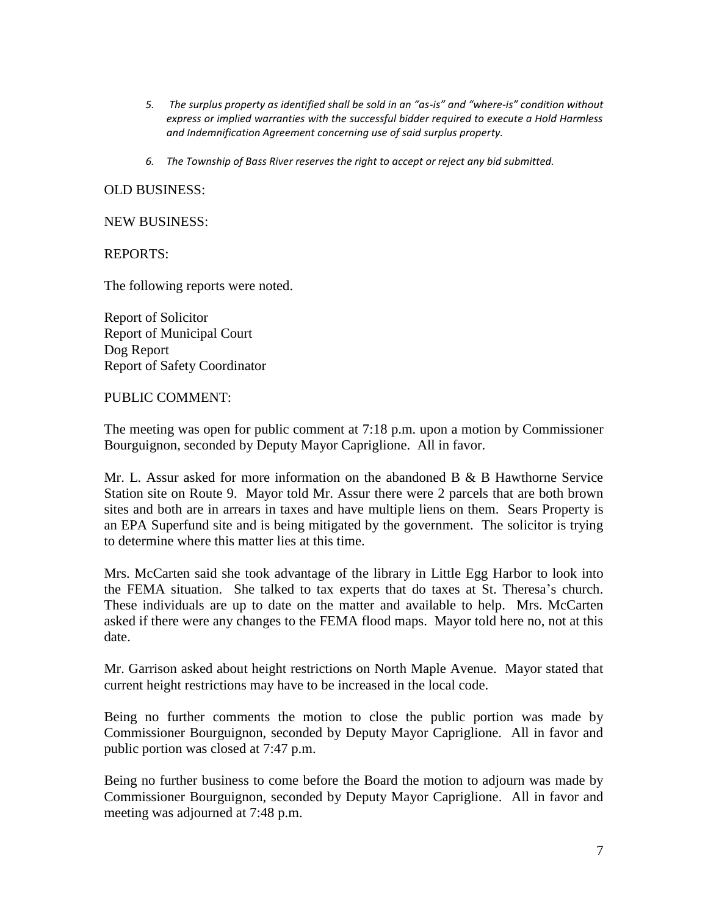5. *The surplus property as identified shall be sold in an "as-is" and "where-is" condition without express or implied warranties with the successful bidder required to execute a Hold Harmless and Indemnification Agreement concerning use of said surplus property.*

6. *The Township of Bass River reserves the right to accept or reject any bid submitted.*

OLD BUSINESS:

NEW BUSINESS:

REPORTS:

The following reports were noted.

Report of Solicitor
Report of Municipal Court
Dog Report
Report of Safety Coordinator

PUBLIC COMMENT:

The meeting was open for public comment at 7:18 p.m. upon a motion by Commissioner Bourguignon, seconded by Deputy Mayor Capriglione. All in favor.

Mr. L. Assur asked for more information on the abandoned B & B Hawthorne Service Station site on Route 9. Mayor told Mr. Assur there were 2 parcels that are both brown sites and both are in arrears in taxes and have multiple liens on them. Sears Property is an EPA Superfund site and is being mitigated by the government. The solicitor is trying to determine where this matter lies at this time.

Mrs. McCarten said she took advantage of the library in Little Egg Harbor to look into the FEMA situation. She talked to tax experts that do taxes at St. Theresa's church. These individuals are up to date on the matter and available to help. Mrs. McCarten asked if there were any changes to the FEMA flood maps. Mayor told here no, not at this date.

Mr. Garrison asked about height restrictions on North Maple Avenue. Mayor stated that current height restrictions may have to be increased in the local code.

Being no further comments the motion to close the public portion was made by Commissioner Bourguignon, seconded by Deputy Mayor Capriglione. All in favor and public portion was closed at 7:47 p.m.

Being no further business to come before the Board the motion to adjourn was made by Commissioner Bourguignon, seconded by Deputy Mayor Capriglione. All in favor and meeting was adjourned at 7:48 p.m.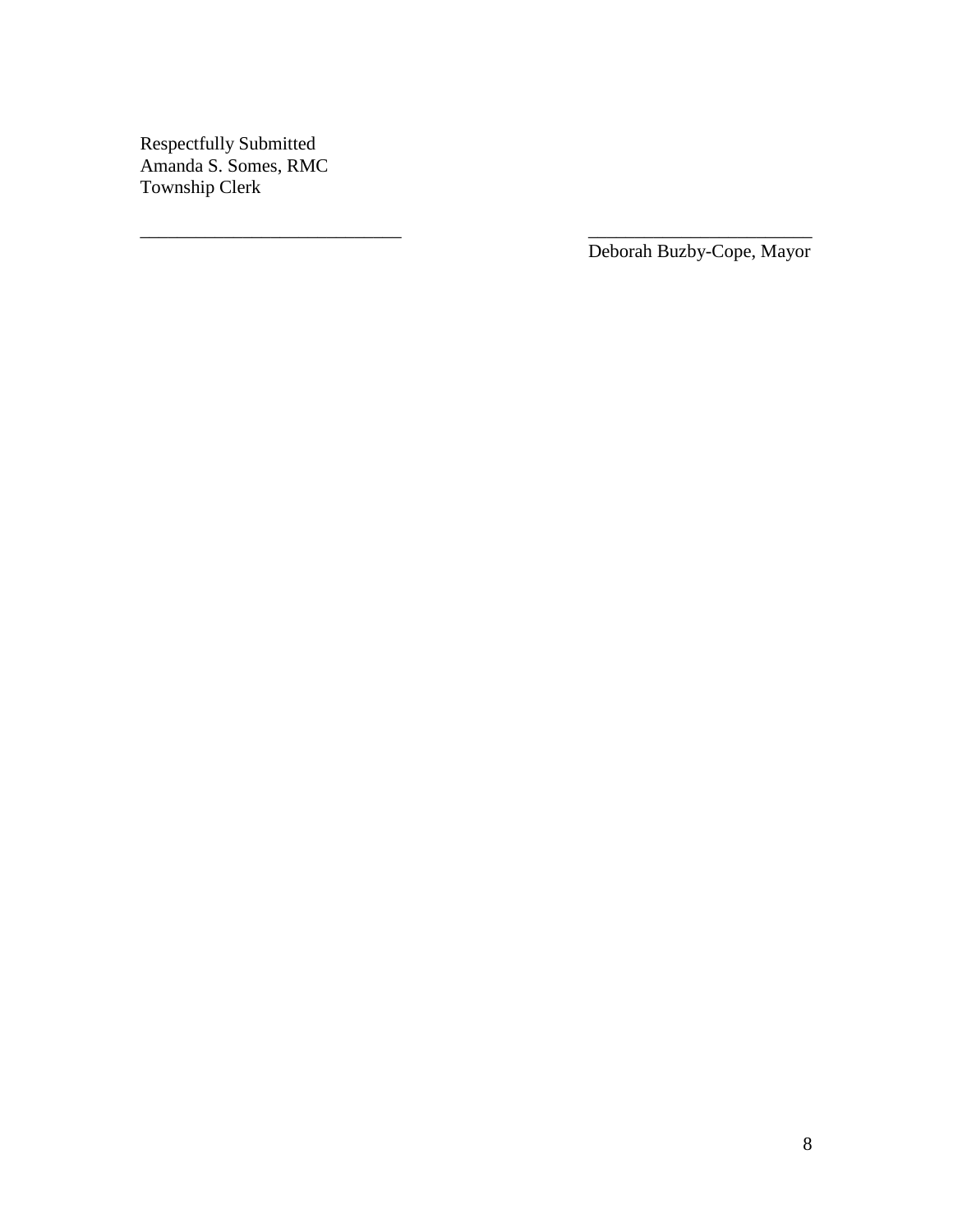Respectfully Submitted
Amanda S. Somes, RMC
Township Clerk

_____________________________ _________________________
Deborah Buzby-Cope, Mayor